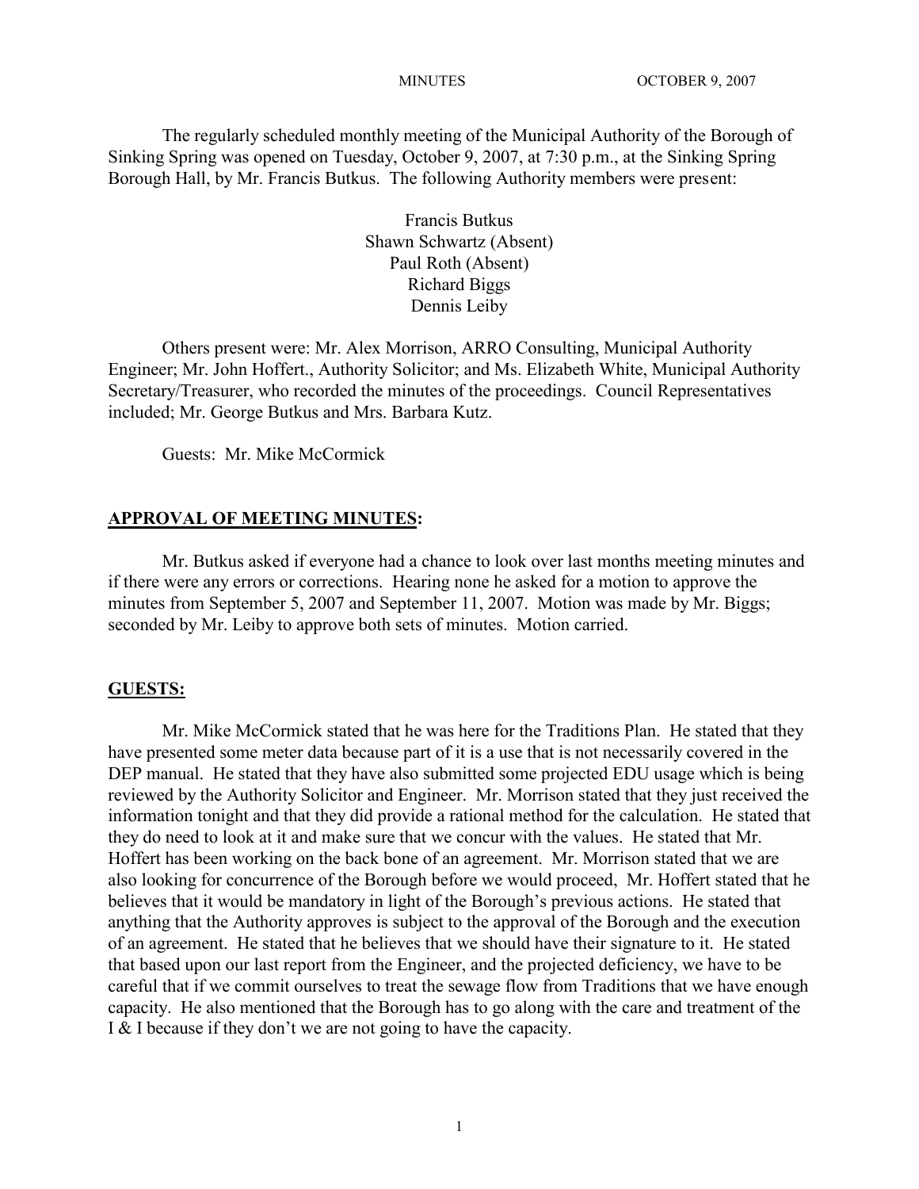MINUTES OCTOBER 9, 2007

The regularly scheduled monthly meeting of the Municipal Authority of the Borough of Sinking Spring was opened on Tuesday, October 9, 2007, at 7:30 p.m., at the Sinking Spring Borough Hall, by Mr. Francis Butkus. The following Authority members were present:

Francis Butkus
Shawn Schwartz (Absent)
Paul Roth (Absent)
Richard Biggs
Dennis Leiby

Others present were: Mr. Alex Morrison, ARRO Consulting, Municipal Authority Engineer; Mr. John Hoffert., Authority Solicitor; and Ms. Elizabeth White, Municipal Authority Secretary/Treasurer, who recorded the minutes of the proceedings. Council Representatives included; Mr. George Butkus and Mrs. Barbara Kutz.

Guests: Mr. Mike McCormick

## APPROVAL OF MEETING MINUTES:

Mr. Butkus asked if everyone had a chance to look over last months meeting minutes and if there were any errors or corrections. Hearing none he asked for a motion to approve the minutes from September 5, 2007 and September 11, 2007. Motion was made by Mr. Biggs; seconded by Mr. Leiby to approve both sets of minutes. Motion carried.

## GUESTS:

Mr. Mike McCormick stated that he was here for the Traditions Plan. He stated that they have presented some meter data because part of it is a use that is not necessarily covered in the DEP manual. He stated that they have also submitted some projected EDU usage which is being reviewed by the Authority Solicitor and Engineer. Mr. Morrison stated that they just received the information tonight and that they did provide a rational method for the calculation. He stated that they do need to look at it and make sure that we concur with the values. He stated that Mr. Hoffert has been working on the back bone of an agreement. Mr. Morrison stated that we are also looking for concurrence of the Borough before we would proceed, Mr. Hoffert stated that he believes that it would be mandatory in light of the Borough's previous actions. He stated that anything that the Authority approves is subject to the approval of the Borough and the execution of an agreement. He stated that he believes that we should have their signature to it. He stated that based upon our last report from the Engineer, and the projected deficiency, we have to be careful that if we commit ourselves to treat the sewage flow from Traditions that we have enough capacity. He also mentioned that the Borough has to go along with the care and treatment of the I & I because if they don't we are not going to have the capacity.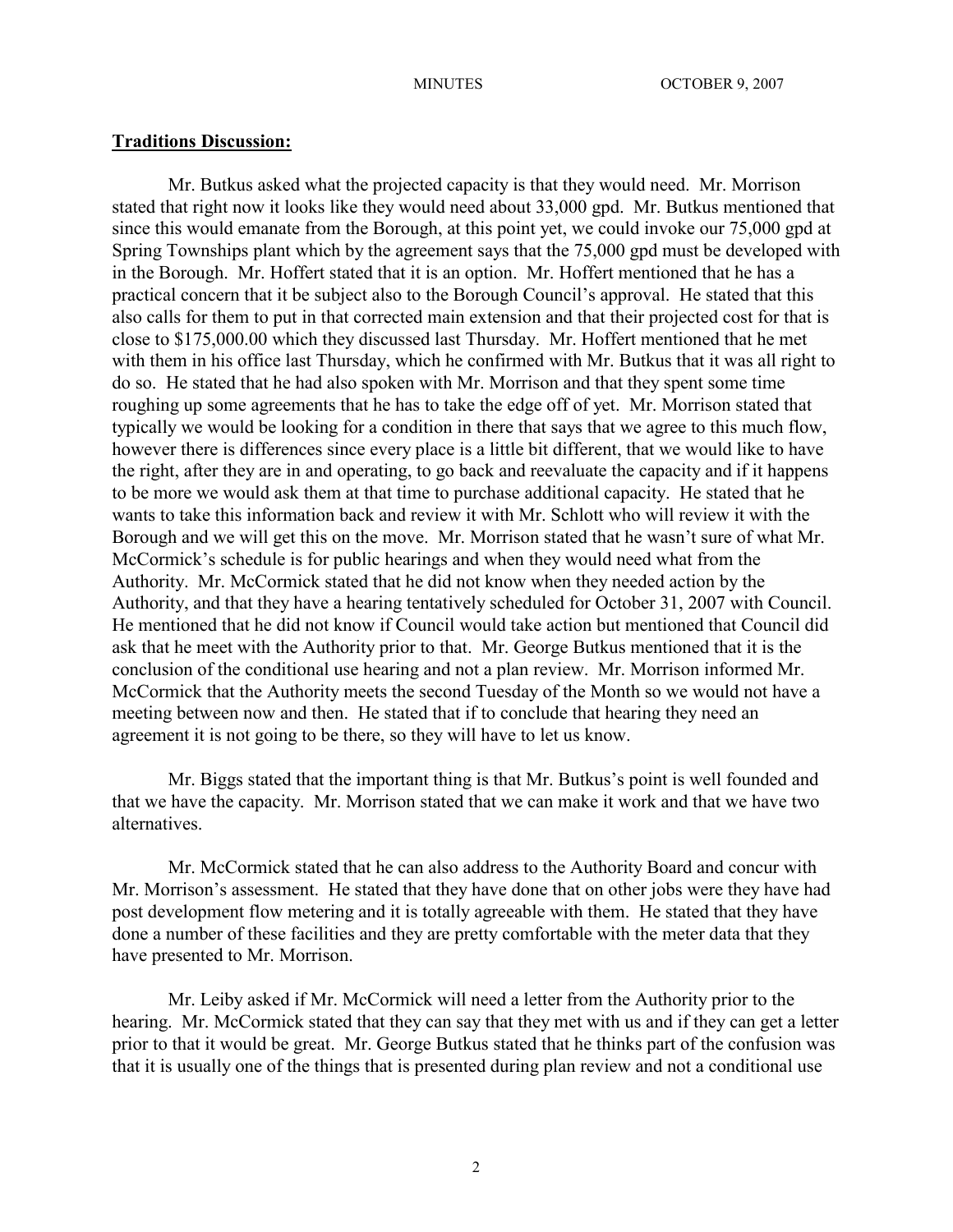**Traditions Discussion:**

Mr. Butkus asked what the projected capacity is that they would need. Mr. Morrison stated that right now it looks like they would need about 33,000 gpd. Mr. Butkus mentioned that since this would emanate from the Borough, at this point yet, we could invoke our 75,000 gpd at Spring Townships plant which by the agreement says that the 75,000 gpd must be developed with in the Borough. Mr. Hoffert stated that it is an option. Mr. Hoffert mentioned that he has a practical concern that it be subject also to the Borough Council's approval. He stated that this also calls for them to put in that corrected main extension and that their projected cost for that is close to $175,000.00 which they discussed last Thursday. Mr. Hoffert mentioned that he met with them in his office last Thursday, which he confirmed with Mr. Butkus that it was all right to do so. He stated that he had also spoken with Mr. Morrison and that they spent some time roughing up some agreements that he has to take the edge off of yet. Mr. Morrison stated that typically we would be looking for a condition in there that says that we agree to this much flow, however there is differences since every place is a little bit different, that we would like to have the right, after they are in and operating, to go back and reevaluate the capacity and if it happens to be more we would ask them at that time to purchase additional capacity. He stated that he wants to take this information back and review it with Mr. Schlott who will review it with the Borough and we will get this on the move. Mr. Morrison stated that he wasn't sure of what Mr. McCormick's schedule is for public hearings and when they would need what from the Authority. Mr. McCormick stated that he did not know when they needed action by the Authority, and that they have a hearing tentatively scheduled for October 31, 2007 with Council. He mentioned that he did not know if Council would take action but mentioned that Council did ask that he meet with the Authority prior to that. Mr. George Butkus mentioned that it is the conclusion of the conditional use hearing and not a plan review. Mr. Morrison informed Mr. McCormick that the Authority meets the second Tuesday of the Month so we would not have a meeting between now and then. He stated that if to conclude that hearing they need an agreement it is not going to be there, so they will have to let us know.

Mr. Biggs stated that the important thing is that Mr. Butkus's point is well founded and that we have the capacity. Mr. Morrison stated that we can make it work and that we have two alternatives.

Mr. McCormick stated that he can also address to the Authority Board and concur with Mr. Morrison's assessment. He stated that they have done that on other jobs were they have had post development flow metering and it is totally agreeable with them. He stated that they have done a number of these facilities and they are pretty comfortable with the meter data that they have presented to Mr. Morrison.

Mr. Leiby asked if Mr. McCormick will need a letter from the Authority prior to the hearing. Mr. McCormick stated that they can say that they met with us and if they can get a letter prior to that it would be great. Mr. George Butkus stated that he thinks part of the confusion was that it is usually one of the things that is presented during plan review and not a conditional use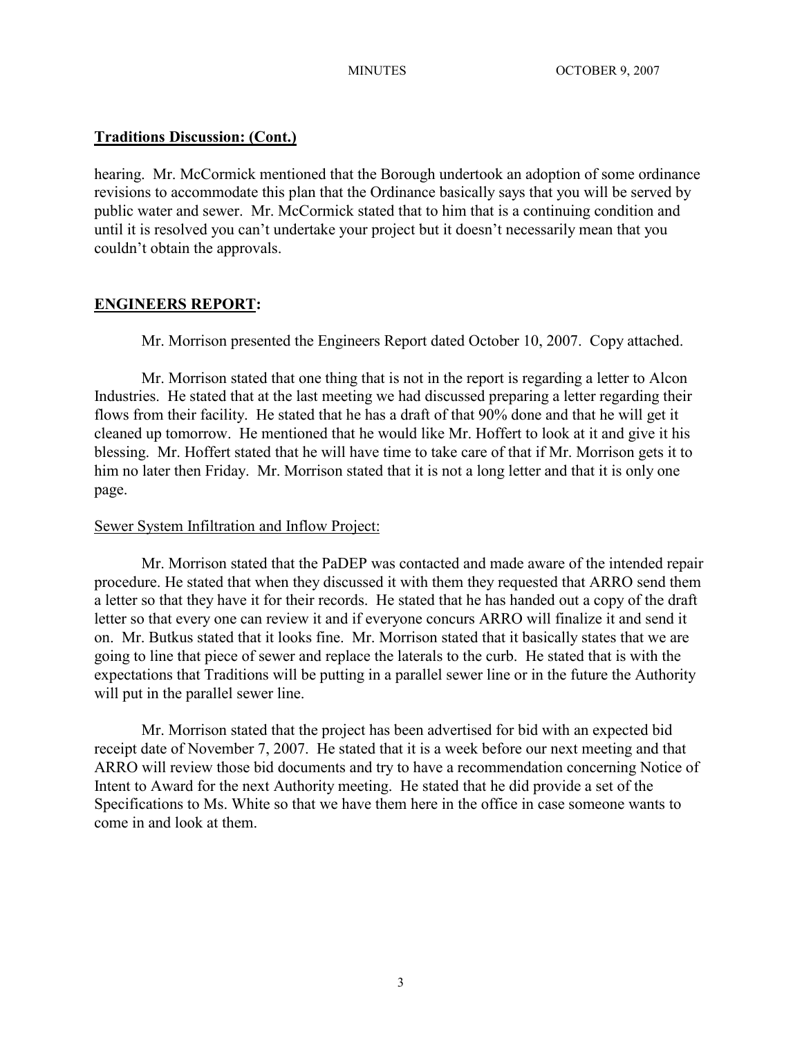**Traditions Discussion: (Cont.)**

hearing. Mr. McCormick mentioned that the Borough undertook an adoption of some ordinance revisions to accommodate this plan that the Ordinance basically says that you will be served by public water and sewer. Mr. McCormick stated that to him that is a continuing condition and until it is resolved you can't undertake your project but it doesn't necessarily mean that you couldn't obtain the approvals.

**ENGINEERS REPORT:**

Mr. Morrison presented the Engineers Report dated October 10, 2007. Copy attached.

Mr. Morrison stated that one thing that is not in the report is regarding a letter to Alcon Industries. He stated that at the last meeting we had discussed preparing a letter regarding their flows from their facility. He stated that he has a draft of that 90% done and that he will get it cleaned up tomorrow. He mentioned that he would like Mr. Hoffert to look at it and give it his blessing. Mr. Hoffert stated that he will have time to take care of that if Mr. Morrison gets it to him no later then Friday. Mr. Morrison stated that it is not a long letter and that it is only one page.

Sewer System Infiltration and Inflow Project:

Mr. Morrison stated that the PaDEP was contacted and made aware of the intended repair procedure. He stated that when they discussed it with them they requested that ARRO send them a letter so that they have it for their records. He stated that he has handed out a copy of the draft letter so that every one can review it and if everyone concurs ARRO will finalize it and send it on. Mr. Butkus stated that it looks fine. Mr. Morrison stated that it basically states that we are going to line that piece of sewer and replace the laterals to the curb. He stated that is with the expectations that Traditions will be putting in a parallel sewer line or in the future the Authority will put in the parallel sewer line.

Mr. Morrison stated that the project has been advertised for bid with an expected bid receipt date of November 7, 2007. He stated that it is a week before our next meeting and that ARRO will review those bid documents and try to have a recommendation concerning Notice of Intent to Award for the next Authority meeting. He stated that he did provide a set of the Specifications to Ms. White so that we have them here in the office in case someone wants to come in and look at them.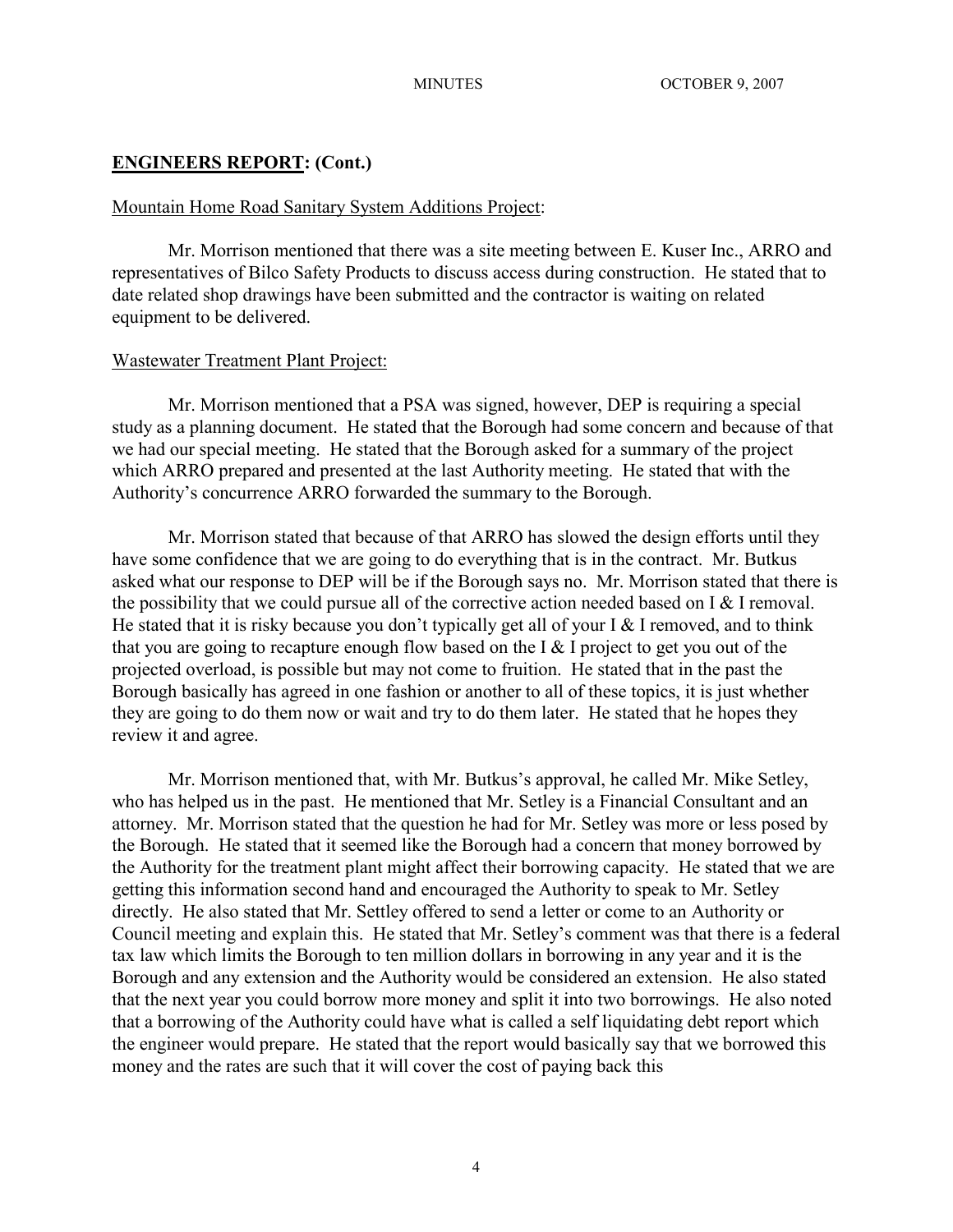## **ENGINEERS REPORT: (Cont.)**

Mountain Home Road Sanitary System Additions Project:

Mr. Morrison mentioned that there was a site meeting between E. Kuser Inc., ARRO and representatives of Bilco Safety Products to discuss access during construction. He stated that to date related shop drawings have been submitted and the contractor is waiting on related equipment to be delivered.

Wastewater Treatment Plant Project:

Mr. Morrison mentioned that a PSA was signed, however, DEP is requiring a special study as a planning document. He stated that the Borough had some concern and because of that we had our special meeting. He stated that the Borough asked for a summary of the project which ARRO prepared and presented at the last Authority meeting. He stated that with the Authority's concurrence ARRO forwarded the summary to the Borough.

Mr. Morrison stated that because of that ARRO has slowed the design efforts until they have some confidence that we are going to do everything that is in the contract. Mr. Butkus asked what our response to DEP will be if the Borough says no. Mr. Morrison stated that there is the possibility that we could pursue all of the corrective action needed based on I & I removal. He stated that it is risky because you don't typically get all of your I & I removed, and to think that you are going to recapture enough flow based on the I & I project to get you out of the projected overload, is possible but may not come to fruition. He stated that in the past the Borough basically has agreed in one fashion or another to all of these topics, it is just whether they are going to do them now or wait and try to do them later. He stated that he hopes they review it and agree.

Mr. Morrison mentioned that, with Mr. Butkus's approval, he called Mr. Mike Setley, who has helped us in the past. He mentioned that Mr. Setley is a Financial Consultant and an attorney. Mr. Morrison stated that the question he had for Mr. Setley was more or less posed by the Borough. He stated that it seemed like the Borough had a concern that money borrowed by the Authority for the treatment plant might affect their borrowing capacity. He stated that we are getting this information second hand and encouraged the Authority to speak to Mr. Setley directly. He also stated that Mr. Settley offered to send a letter or come to an Authority or Council meeting and explain this. He stated that Mr. Setley's comment was that there is a federal tax law which limits the Borough to ten million dollars in borrowing in any year and it is the Borough and any extension and the Authority would be considered an extension. He also stated that the next year you could borrow more money and split it into two borrowings. He also noted that a borrowing of the Authority could have what is called a self liquidating debt report which the engineer would prepare. He stated that the report would basically say that we borrowed this money and the rates are such that it will cover the cost of paying back this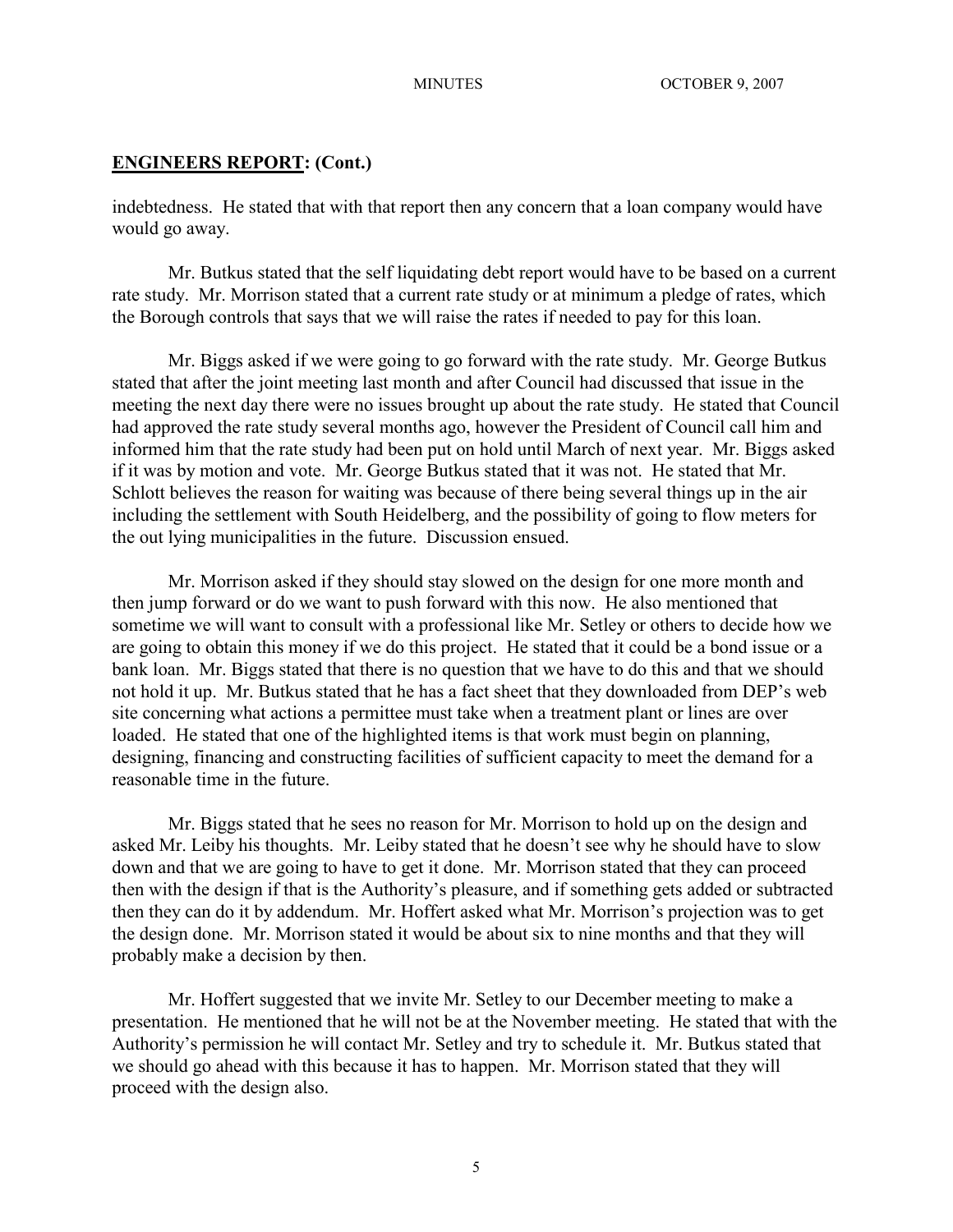## ENGINEERS REPORT: (Cont.)

indebtedness. He stated that with that report then any concern that a loan company would have would go away.

Mr. Butkus stated that the self liquidating debt report would have to be based on a current rate study. Mr. Morrison stated that a current rate study or at minimum a pledge of rates, which the Borough controls that says that we will raise the rates if needed to pay for this loan.

Mr. Biggs asked if we were going to go forward with the rate study. Mr. George Butkus stated that after the joint meeting last month and after Council had discussed that issue in the meeting the next day there were no issues brought up about the rate study. He stated that Council had approved the rate study several months ago, however the President of Council call him and informed him that the rate study had been put on hold until March of next year. Mr. Biggs asked if it was by motion and vote. Mr. George Butkus stated that it was not. He stated that Mr. Schlott believes the reason for waiting was because of there being several things up in the air including the settlement with South Heidelberg, and the possibility of going to flow meters for the out lying municipalities in the future. Discussion ensued.

Mr. Morrison asked if they should stay slowed on the design for one more month and then jump forward or do we want to push forward with this now. He also mentioned that sometime we will want to consult with a professional like Mr. Setley or others to decide how we are going to obtain this money if we do this project. He stated that it could be a bond issue or a bank loan. Mr. Biggs stated that there is no question that we have to do this and that we should not hold it up. Mr. Butkus stated that he has a fact sheet that they downloaded from DEP's web site concerning what actions a permittee must take when a treatment plant or lines are over loaded. He stated that one of the highlighted items is that work must begin on planning, designing, financing and constructing facilities of sufficient capacity to meet the demand for a reasonable time in the future.

Mr. Biggs stated that he sees no reason for Mr. Morrison to hold up on the design and asked Mr. Leiby his thoughts. Mr. Leiby stated that he doesn't see why he should have to slow down and that we are going to have to get it done. Mr. Morrison stated that they can proceed then with the design if that is the Authority's pleasure, and if something gets added or subtracted then they can do it by addendum. Mr. Hoffert asked what Mr. Morrison's projection was to get the design done. Mr. Morrison stated it would be about six to nine months and that they will probably make a decision by then.

Mr. Hoffert suggested that we invite Mr. Setley to our December meeting to make a presentation. He mentioned that he will not be at the November meeting. He stated that with the Authority's permission he will contact Mr. Setley and try to schedule it. Mr. Butkus stated that we should go ahead with this because it has to happen. Mr. Morrison stated that they will proceed with the design also.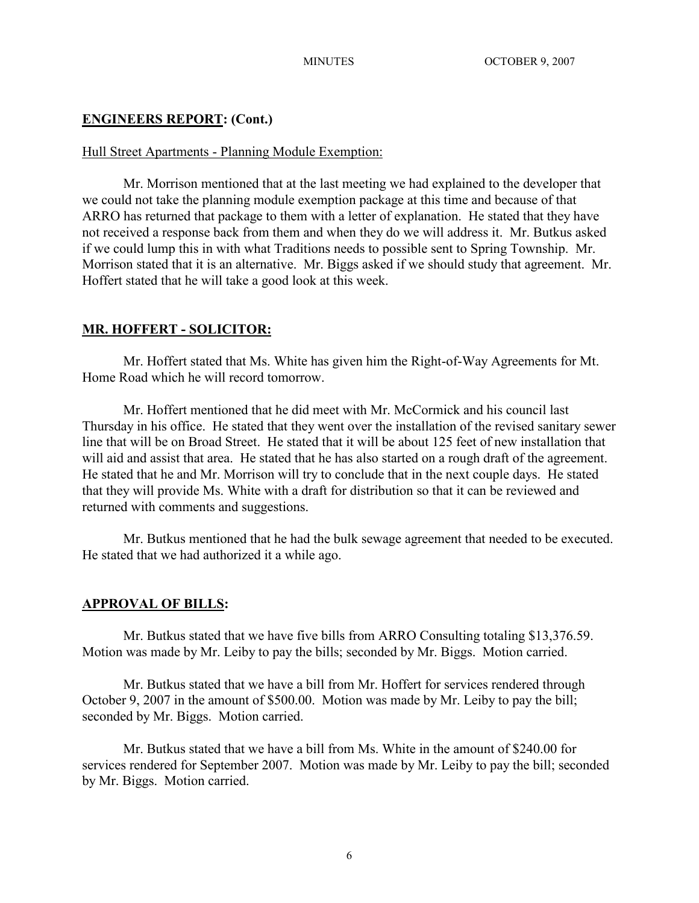## ENGINEERS REPORT: (Cont.)

Hull Street Apartments - Planning Module Exemption:

Mr. Morrison mentioned that at the last meeting we had explained to the developer that we could not take the planning module exemption package at this time and because of that ARRO has returned that package to them with a letter of explanation. He stated that they have not received a response back from them and when they do we will address it. Mr. Butkus asked if we could lump this in with what Traditions needs to possible sent to Spring Township. Mr. Morrison stated that it is an alternative. Mr. Biggs asked if we should study that agreement. Mr. Hoffert stated that he will take a good look at this week.

## MR. HOFFERT - SOLICITOR:

Mr. Hoffert stated that Ms. White has given him the Right-of-Way Agreements for Mt. Home Road which he will record tomorrow.

Mr. Hoffert mentioned that he did meet with Mr. McCormick and his council last Thursday in his office. He stated that they went over the installation of the revised sanitary sewer line that will be on Broad Street. He stated that it will be about 125 feet of new installation that will aid and assist that area. He stated that he has also started on a rough draft of the agreement. He stated that he and Mr. Morrison will try to conclude that in the next couple days. He stated that they will provide Ms. White with a draft for distribution so that it can be reviewed and returned with comments and suggestions.

Mr. Butkus mentioned that he had the bulk sewage agreement that needed to be executed. He stated that we had authorized it a while ago.

## APPROVAL OF BILLS:

Mr. Butkus stated that we have five bills from ARRO Consulting totaling $13,376.59. Motion was made by Mr. Leiby to pay the bills; seconded by Mr. Biggs. Motion carried.

Mr. Butkus stated that we have a bill from Mr. Hoffert for services rendered through October 9, 2007 in the amount of $500.00. Motion was made by Mr. Leiby to pay the bill; seconded by Mr. Biggs. Motion carried.

Mr. Butkus stated that we have a bill from Ms. White in the amount of $240.00 for services rendered for September 2007. Motion was made by Mr. Leiby to pay the bill; seconded by Mr. Biggs. Motion carried.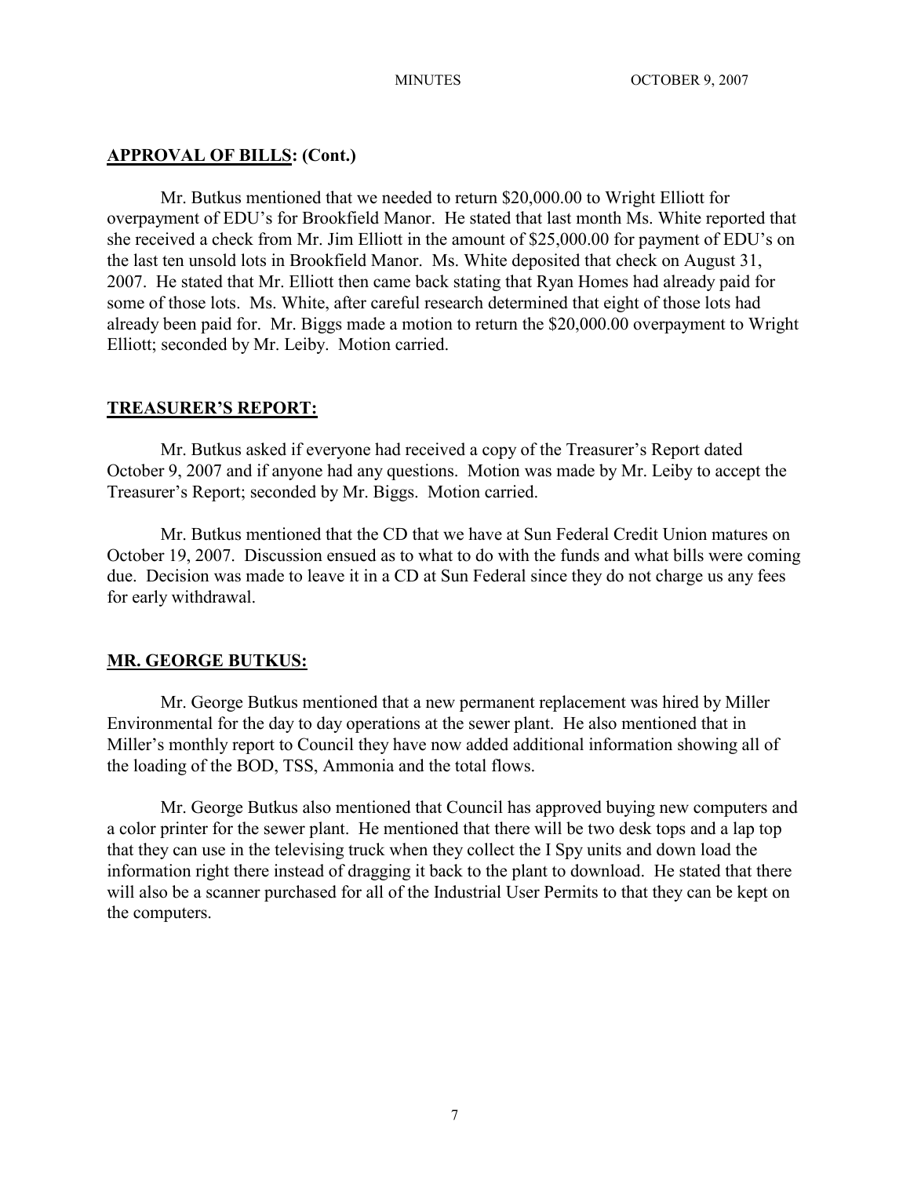## **APPROVAL OF BILLS: (Cont.)**

Mr. Butkus mentioned that we needed to return $20,000.00 to Wright Elliott for overpayment of EDU's for Brookfield Manor. He stated that last month Ms. White reported that she received a check from Mr. Jim Elliott in the amount of $25,000.00 for payment of EDU's on the last ten unsold lots in Brookfield Manor. Ms. White deposited that check on August 31, 2007. He stated that Mr. Elliott then came back stating that Ryan Homes had already paid for some of those lots. Ms. White, after careful research determined that eight of those lots had already been paid for. Mr. Biggs made a motion to return the $20,000.00 overpayment to Wright Elliott; seconded by Mr. Leiby. Motion carried.

## **TREASURER'S REPORT:**

Mr. Butkus asked if everyone had received a copy of the Treasurer's Report dated October 9, 2007 and if anyone had any questions. Motion was made by Mr. Leiby to accept the Treasurer's Report; seconded by Mr. Biggs. Motion carried.

Mr. Butkus mentioned that the CD that we have at Sun Federal Credit Union matures on October 19, 2007. Discussion ensued as to what to do with the funds and what bills were coming due. Decision was made to leave it in a CD at Sun Federal since they do not charge us any fees for early withdrawal.

## **MR. GEORGE BUTKUS:**

Mr. George Butkus mentioned that a new permanent replacement was hired by Miller Environmental for the day to day operations at the sewer plant. He also mentioned that in Miller's monthly report to Council they have now added additional information showing all of the loading of the BOD, TSS, Ammonia and the total flows.

Mr. George Butkus also mentioned that Council has approved buying new computers and a color printer for the sewer plant. He mentioned that there will be two desk tops and a lap top that they can use in the televising truck when they collect the I Spy units and down load the information right there instead of dragging it back to the plant to download. He stated that there will also be a scanner purchased for all of the Industrial User Permits to that they can be kept on the computers.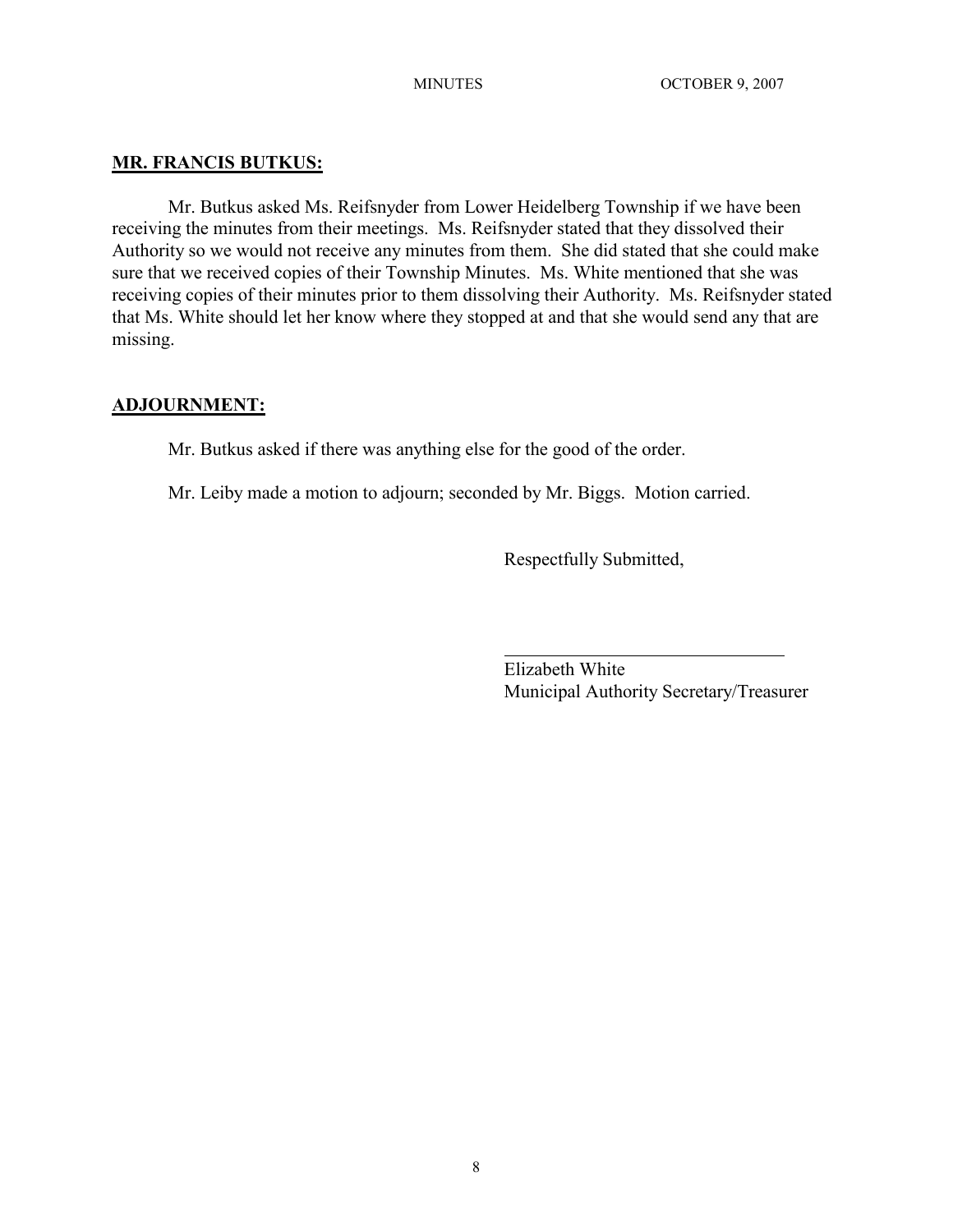**MR. FRANCIS BUTKUS:**

Mr. Butkus asked Ms. Reifsnyder from Lower Heidelberg Township if we have been receiving the minutes from their meetings. Ms. Reifsnyder stated that they dissolved their Authority so we would not receive any minutes from them. She did stated that she could make sure that we received copies of their Township Minutes. Ms. White mentioned that she was receiving copies of their minutes prior to them dissolving their Authority. Ms. Reifsnyder stated that Ms. White should let her know where they stopped at and that she would send any that are missing.

**ADJOURNMENT:**

Mr. Butkus asked if there was anything else for the good of the order.

Mr. Leiby made a motion to adjourn; seconded by Mr. Biggs. Motion carried.

Respectfully Submitted,

Elizabeth White
Municipal Authority Secretary/Treasurer